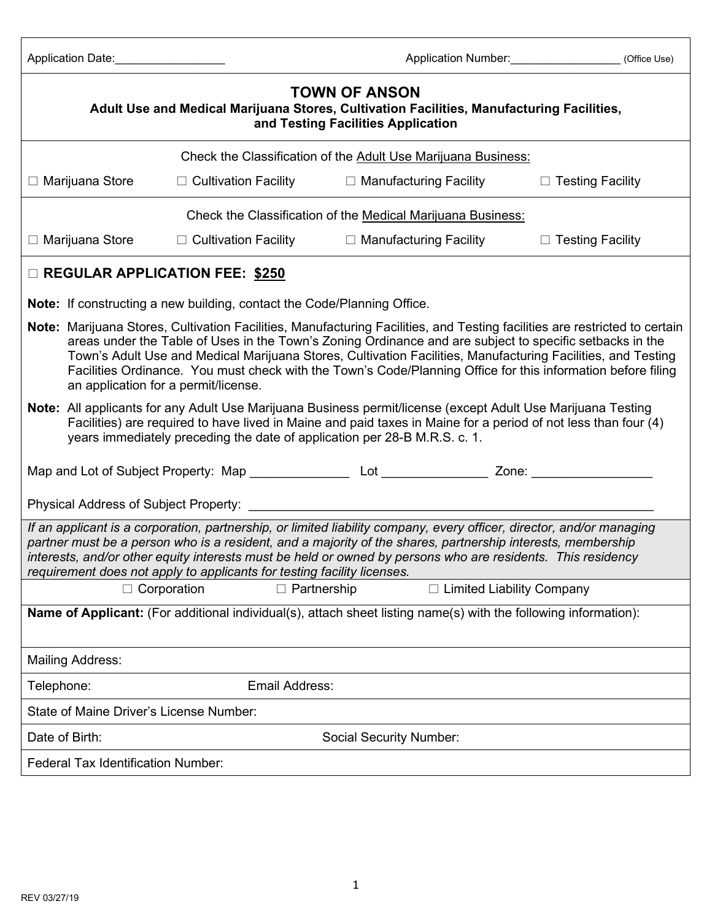Application Date:________________ Application Number:________________ (Office Use)

# TOWN OF ANSON

**Adult Use and Medical Marijuana Stores, Cultivation Facilities, Manufacturing Facilities, and Testing Facilities Application**

Check the Classification of the Adult Use Marijuana Business:

☐ Marijuana Store ☐ Cultivation Facility ☐ Manufacturing Facility ☐ Testing Facility

Check the Classification of the Medical Marijuana Business:

☐ Marijuana Store ☐ Cultivation Facility ☐ Manufacturing Facility ☐ Testing Facility

☐ **REGULAR APPLICATION FEE: $250**

**Note:** If constructing a new building, contact the Code/Planning Office.

**Note:** Marijuana Stores, Cultivation Facilities, Manufacturing Facilities, and Testing facilities are restricted to certain areas under the Table of Uses in the Town's Zoning Ordinance and are subject to specific setbacks in the Town's Adult Use and Medical Marijuana Stores, Cultivation Facilities, Manufacturing Facilities, and Testing Facilities Ordinance. You must check with the Town's Code/Planning Office for this information before filing an application for a permit/license.

**Note:** All applicants for any Adult Use Marijuana Business permit/license (except Adult Use Marijuana Testing Facilities) are required to have lived in Maine and paid taxes in Maine for a period of not less than four (4) years immediately preceding the date of application per 28-B M.R.S. c. 1.

Map and Lot of Subject Property: Map ______________ Lot _______________ Zone: _________________

Physical Address of Subject Property: ___________________________________________________________

*If an applicant is a corporation, partnership, or limited liability company, every officer, director, and/or managing partner must be a person who is a resident, and a majority of the shares, partnership interests, membership interests, and/or other equity interests must be held or owned by persons who are residents. This residency requirement does not apply to applicants for testing facility licenses.*

☐ Corporation ☐ Partnership ☐ Limited Liability Company

**Name of Applicant:** (For additional individual(s), attach sheet listing name(s) with the following information):

Mailing Address:

Telephone: Email Address:

State of Maine Driver's License Number:

Date of Birth: Social Security Number:

Federal Tax Identification Number:

REV 03/27/19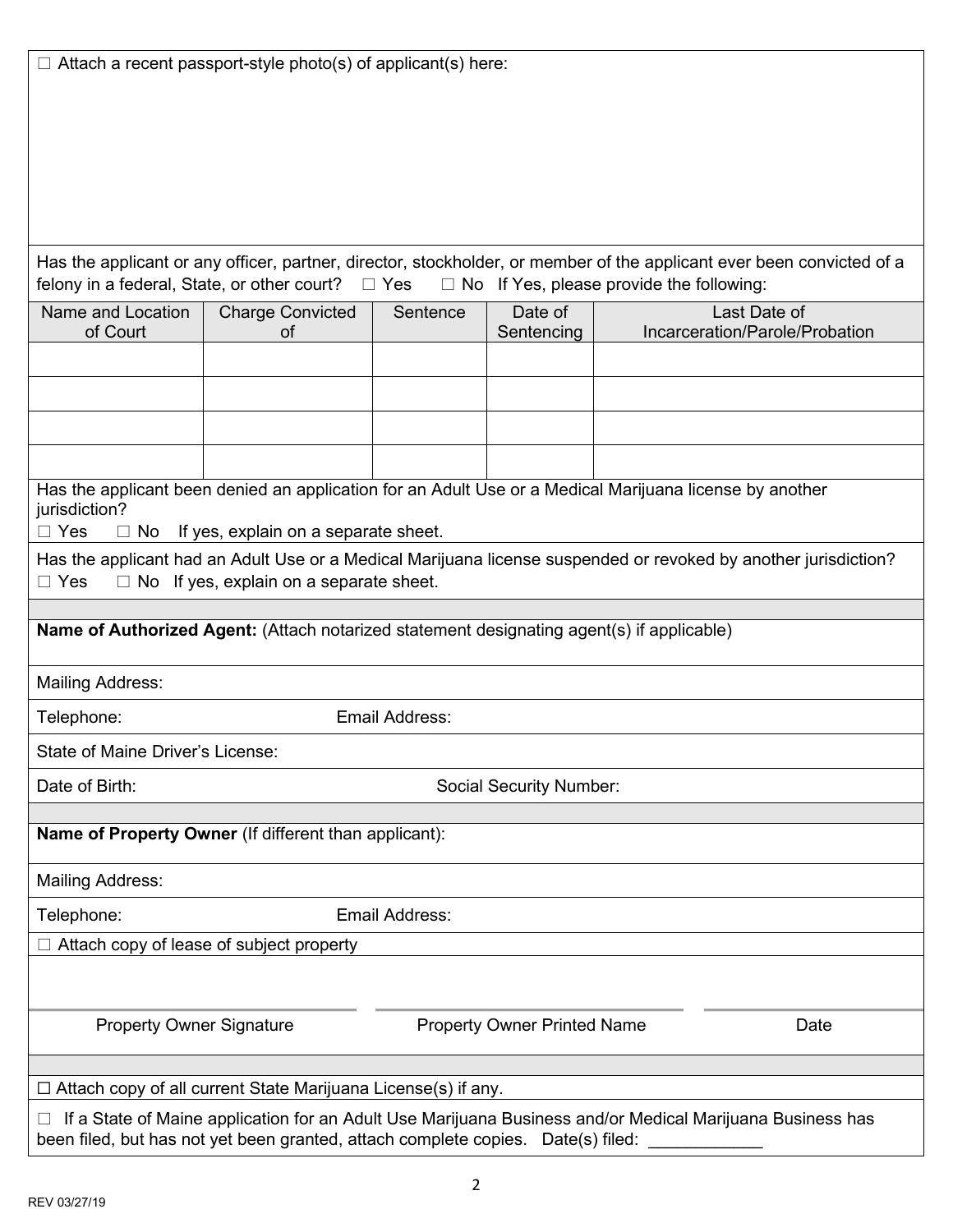☐ Attach a recent passport-style photo(s) of applicant(s) here:

Has the applicant or any officer, partner, director, stockholder, or member of the applicant ever been convicted of a felony in a federal, State, or other court? ☐ Yes ☐ No If Yes, please provide the following:

| Name and Location of Court | Charge Convicted of | Sentence | Date of Sentencing | Last Date of Incarceration/Parole/Probation |
|---|---|---|---|---|
| | | | | |
| | | | | |
| | | | | |
| | | | | |

Has the applicant been denied an application for an Adult Use or a Medical Marijuana license by another jurisdiction?
☐ Yes ☐ No If yes, explain on a separate sheet.

Has the applicant had an Adult Use or a Medical Marijuana license suspended or revoked by another jurisdiction?
☐ Yes ☐ No If yes, explain on a separate sheet.

**Name of Authorized Agent:** (Attach notarized statement designating agent(s) if applicable)

Mailing Address:

Telephone: Email Address:

State of Maine Driver's License:

Date of Birth: Social Security Number:

**Name of Property Owner** (If different than applicant):

Mailing Address:

Telephone: Email Address:

☐ Attach copy of lease of subject property

| Property Owner Signature | Property Owner Printed Name | Date |
|---|---|---|

☐ Attach copy of all current State Marijuana License(s) if any.

☐ If a State of Maine application for an Adult Use Marijuana Business and/or Medical Marijuana Business has been filed, but has not yet been granted, attach complete copies. Date(s) filed: ____________

REV 03/27/19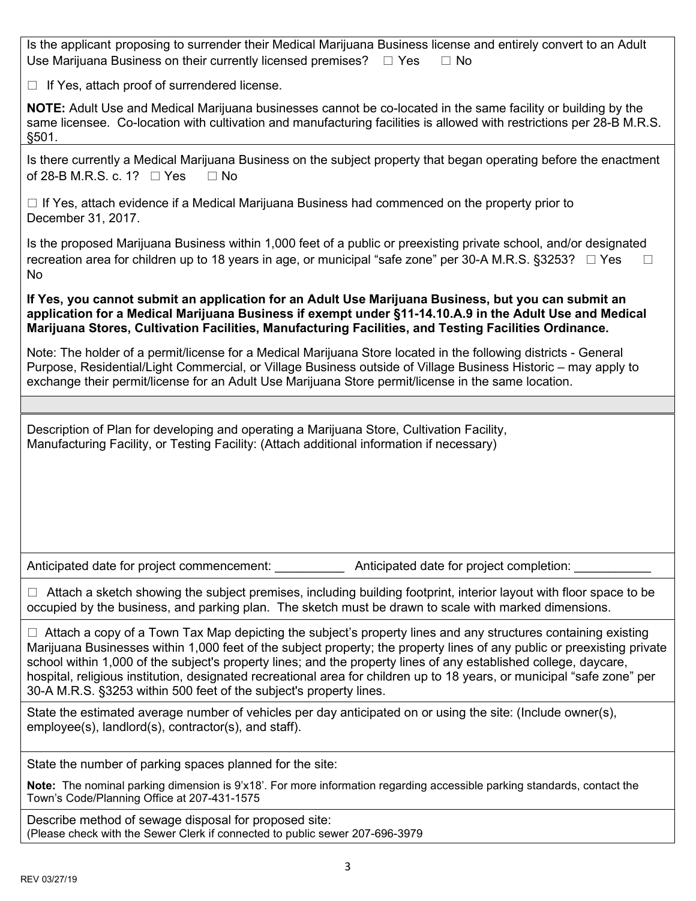Is the applicant proposing to surrender their Medical Marijuana Business license and entirely convert to an Adult Use Marijuana Business on their currently licensed premises? ☐ Yes ☐ No

☐ If Yes, attach proof of surrendered license.

**NOTE:** Adult Use and Medical Marijuana businesses cannot be co-located in the same facility or building by the same licensee. Co-location with cultivation and manufacturing facilities is allowed with restrictions per 28-B M.R.S. §501.

Is there currently a Medical Marijuana Business on the subject property that began operating before the enactment of 28-B M.R.S. c. 1? ☐ Yes ☐ No

☐ If Yes, attach evidence if a Medical Marijuana Business had commenced on the property prior to December 31, 2017.

Is the proposed Marijuana Business within 1,000 feet of a public or preexisting private school, and/or designated recreation area for children up to 18 years in age, or municipal "safe zone" per 30-A M.R.S. §3253? ☐ Yes ☐ No

**If Yes, you cannot submit an application for an Adult Use Marijuana Business, but you can submit an application for a Medical Marijuana Business if exempt under §11-14.10.A.9 in the Adult Use and Medical Marijuana Stores, Cultivation Facilities, Manufacturing Facilities, and Testing Facilities Ordinance.**

Note: The holder of a permit/license for a Medical Marijuana Store located in the following districts - General Purpose, Residential/Light Commercial, or Village Business outside of Village Business Historic – may apply to exchange their permit/license for an Adult Use Marijuana Store permit/license in the same location.

Description of Plan for developing and operating a Marijuana Store, Cultivation Facility, Manufacturing Facility, or Testing Facility: (Attach additional information if necessary)

Anticipated date for project commencement: __________ Anticipated date for project completion: ___________

☐ Attach a sketch showing the subject premises, including building footprint, interior layout with floor space to be occupied by the business, and parking plan. The sketch must be drawn to scale with marked dimensions.

☐ Attach a copy of a Town Tax Map depicting the subject's property lines and any structures containing existing Marijuana Businesses within 1,000 feet of the subject property; the property lines of any public or preexisting private school within 1,000 of the subject's property lines; and the property lines of any established college, daycare, hospital, religious institution, designated recreational area for children up to 18 years, or municipal "safe zone" per 30-A M.R.S. §3253 within 500 feet of the subject's property lines.

State the estimated average number of vehicles per day anticipated on or using the site: (Include owner(s), employee(s), landlord(s), contractor(s), and staff).

State the number of parking spaces planned for the site:

**Note:** The nominal parking dimension is 9'x18'. For more information regarding accessible parking standards, contact the Town's Code/Planning Office at 207-431-1575

Describe method of sewage disposal for proposed site:
(Please check with the Sewer Clerk if connected to public sewer 207-696-3979

REV 03/27/19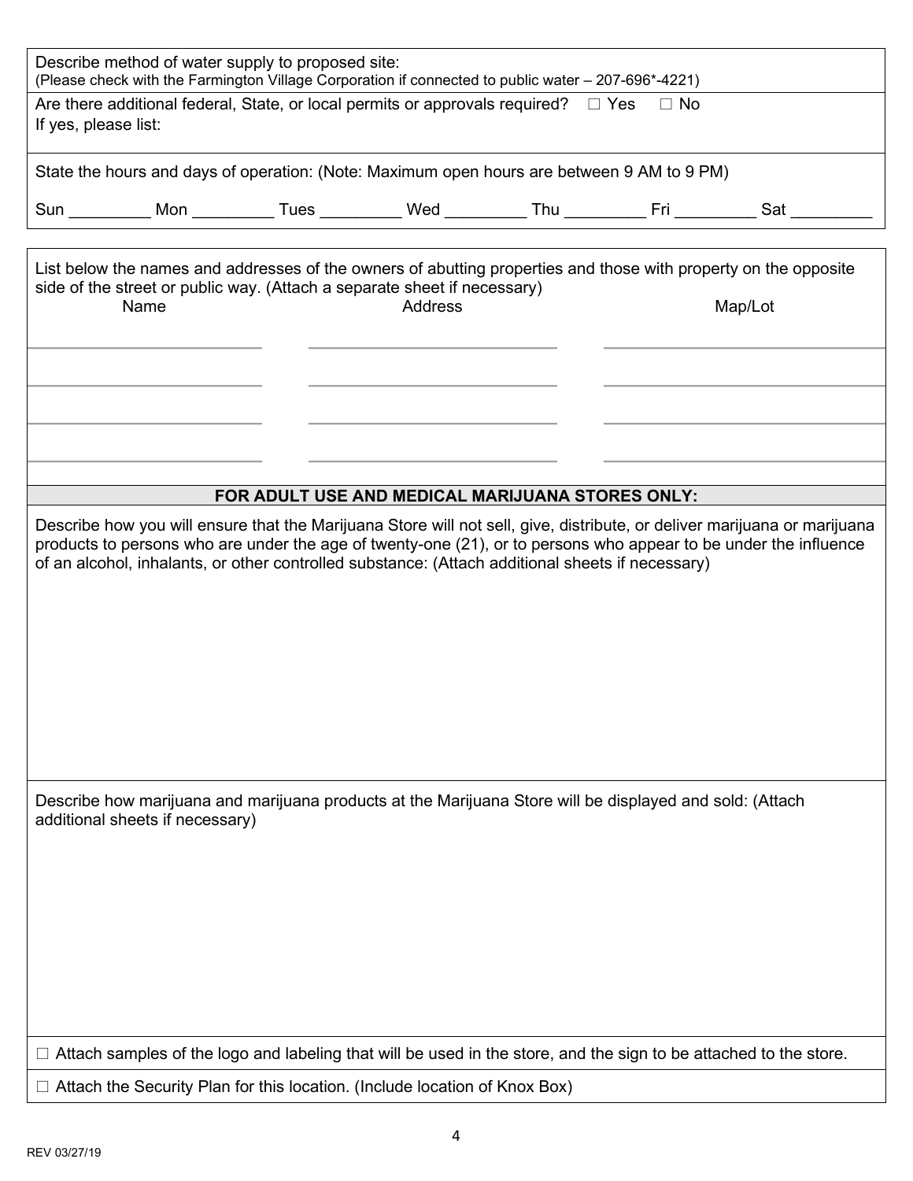Describe method of water supply to proposed site:
(Please check with the Farmington Village Corporation if connected to public water – 207-696*-4221)

Are there additional federal, State, or local permits or approvals required? ☐ Yes ☐ No
If yes, please list:

State the hours and days of operation: (Note: Maximum open hours are between 9 AM to 9 PM)

Sun _________ Mon _________ Tues _________ Wed _________ Thu _________ Fri _________ Sat _________

List below the names and addresses of the owners of abutting properties and those with property on the opposite side of the street or public way. (Attach a separate sheet if necessary)

| Name | Address | Map/Lot |
|---|---|---|
| | | |
| | | |
| | | |
| | | |

**FOR ADULT USE AND MEDICAL MARIJUANA STORES ONLY:**

Describe how you will ensure that the Marijuana Store will not sell, give, distribute, or deliver marijuana or marijuana products to persons who are under the age of twenty-one (21), or to persons who appear to be under the influence of an alcohol, inhalants, or other controlled substance: (Attach additional sheets if necessary)

Describe how marijuana and marijuana products at the Marijuana Store will be displayed and sold: (Attach additional sheets if necessary)

☐ Attach samples of the logo and labeling that will be used in the store, and the sign to be attached to the store.

☐ Attach the Security Plan for this location. (Include location of Knox Box)

REV 03/27/19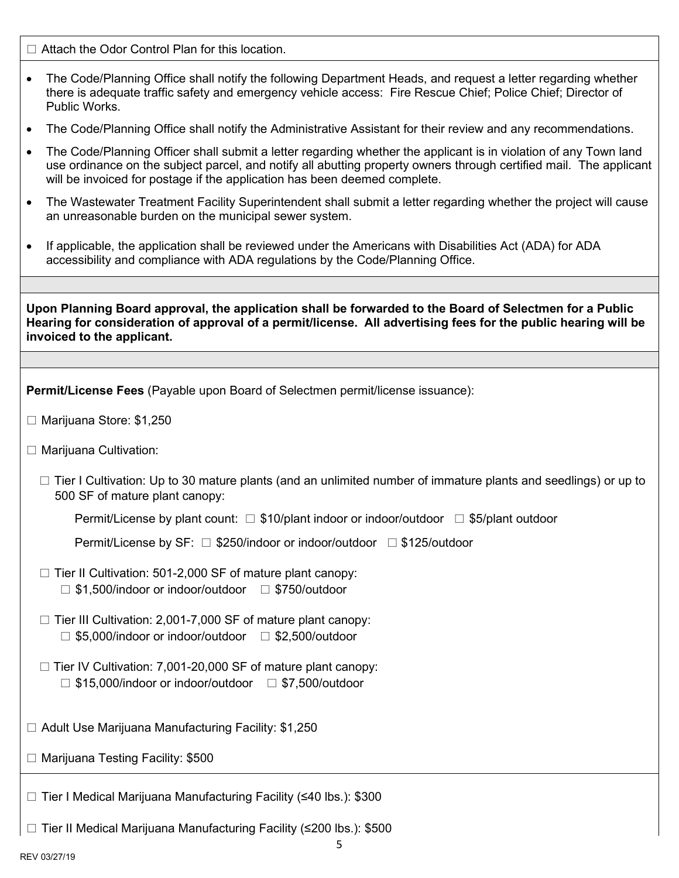☐ Attach the Odor Control Plan for this location.

- The Code/Planning Office shall notify the following Department Heads, and request a letter regarding whether there is adequate traffic safety and emergency vehicle access: Fire Rescue Chief; Police Chief; Director of Public Works.
- The Code/Planning Office shall notify the Administrative Assistant for their review and any recommendations.
- The Code/Planning Officer shall submit a letter regarding whether the applicant is in violation of any Town land use ordinance on the subject parcel, and notify all abutting property owners through certified mail. The applicant will be invoiced for postage if the application has been deemed complete.
- The Wastewater Treatment Facility Superintendent shall submit a letter regarding whether the project will cause an unreasonable burden on the municipal sewer system.
- If applicable, the application shall be reviewed under the Americans with Disabilities Act (ADA) for ADA accessibility and compliance with ADA regulations by the Code/Planning Office.

**Upon Planning Board approval, the application shall be forwarded to the Board of Selectmen for a Public Hearing for consideration of approval of a permit/license. All advertising fees for the public hearing will be invoiced to the applicant.**

**Permit/License Fees** (Payable upon Board of Selectmen permit/license issuance):

☐ Marijuana Store: $1,250

☐ Marijuana Cultivation:

- ☐ Tier I Cultivation: Up to 30 mature plants (and an unlimited number of immature plants and seedlings) or up to 500 SF of mature plant canopy:

  Permit/License by plant count: ☐ $10/plant indoor or indoor/outdoor ☐ $5/plant outdoor

  Permit/License by SF: ☐ $250/indoor or indoor/outdoor ☐ $125/outdoor

- ☐ Tier II Cultivation: 501-2,000 SF of mature plant canopy:
  ☐ $1,500/indoor or indoor/outdoor ☐ $750/outdoor

- ☐ Tier III Cultivation: 2,001-7,000 SF of mature plant canopy:
  ☐ $5,000/indoor or indoor/outdoor ☐ $2,500/outdoor

- ☐ Tier IV Cultivation: 7,001-20,000 SF of mature plant canopy:
  ☐ $15,000/indoor or indoor/outdoor ☐ $7,500/outdoor

☐ Adult Use Marijuana Manufacturing Facility: $1,250

☐ Marijuana Testing Facility: $500

☐ Tier I Medical Marijuana Manufacturing Facility (≤40 lbs.): $300

☐ Tier II Medical Marijuana Manufacturing Facility (≤200 lbs.): $500

REV 03/27/19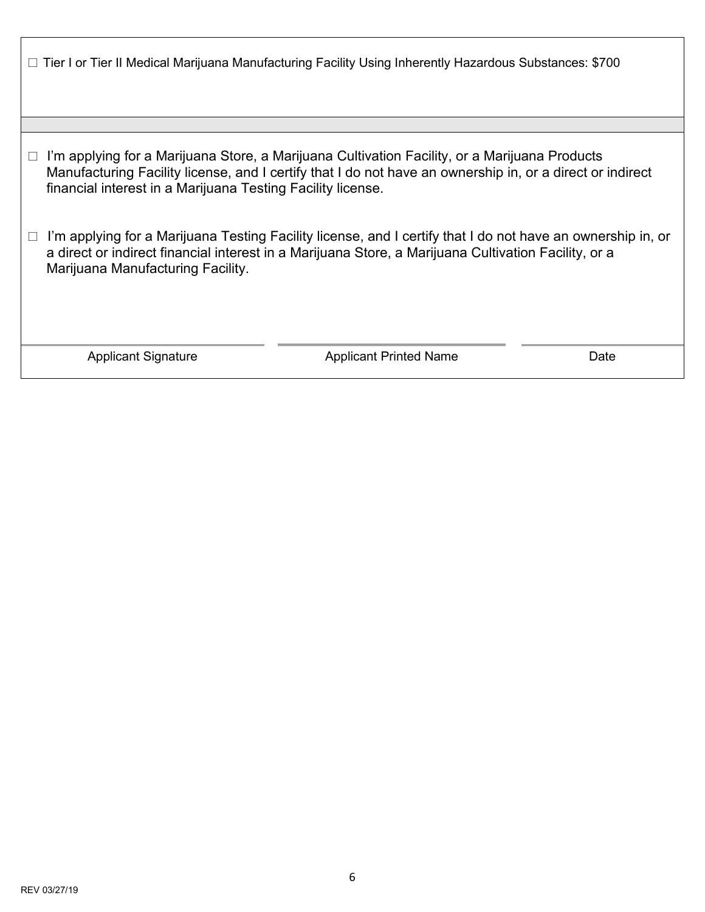☐ Tier I or Tier II Medical Marijuana Manufacturing Facility Using Inherently Hazardous Substances: $700

☐ I'm applying for a Marijuana Store, a Marijuana Cultivation Facility, or a Marijuana Products Manufacturing Facility license, and I certify that I do not have an ownership in, or a direct or indirect financial interest in a Marijuana Testing Facility license.

☐ I'm applying for a Marijuana Testing Facility license, and I certify that I do not have an ownership in, or a direct or indirect financial interest in a Marijuana Store, a Marijuana Cultivation Facility, or a Marijuana Manufacturing Facility.

| | | |
|---|---|---|
| Applicant Signature | Applicant Printed Name | Date |

REV 03/27/19